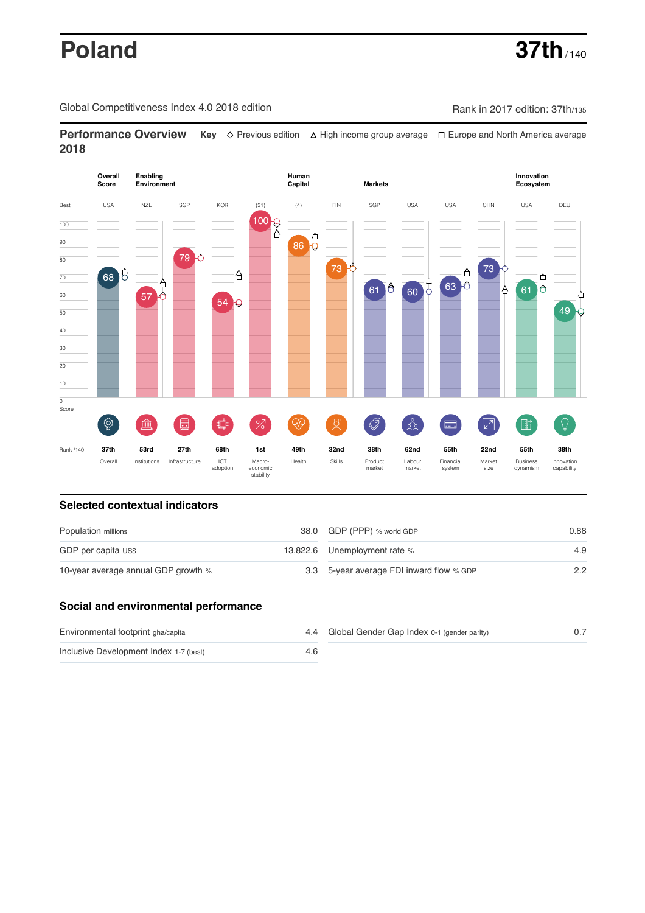# Poland

**37th** / 140

Global Competitiveness Index 4.0 2018 edition

Rank in 2017 edition: 37th/135

## Performance Overview 2018

**Key** ◇ Previous edition △ High income group average ☐ Europe and North America average

| | Overall Score | Enabling Environment | | | | Human Capital | | Markets | | | | Innovation Ecosystem | |
|---|---|---|---|---|---|---|---|---|---|---|---|---|---|
| Best | USA | NZL | SGP | KOR | (31) | (4) | FIN | SGP | USA | USA | CHN | USA | DEU |
| Score | 68 | 57 | 79 | 54 | 100 | 86 | 73 | 61 | 60 | 63 | 73 | 61 | 49 |
| Rank /140 | 37th | 53rd | 27th | 68th | 1st | 49th | 32nd | 38th | 62nd | 55th | 22nd | 55th | 38th |
| | Overall | Institutions | Infrastructure | ICT adoption | Macro-economic stability | Health | Skills | Product market | Labour market | Financial system | Market size | Business dynamism | Innovation capability |

## Selected contextual indicators

| | | | |
|---|---|---|---|
| Population millions | 38.0 | GDP (PPP) % world GDP | 0.88 |
| GDP per capita US$ | 13,822.6 | Unemployment rate % | 4.9 |
| 10-year average annual GDP growth % | 3.3 | 5-year average FDI inward flow % GDP | 2.2 |

## Social and environmental performance

| | | | |
|---|---|---|---|
| Environmental footprint gha/capita | 4.4 | Global Gender Gap Index 0-1 (gender parity) | 0.7 |
| Inclusive Development Index 1-7 (best) | 4.6 | | |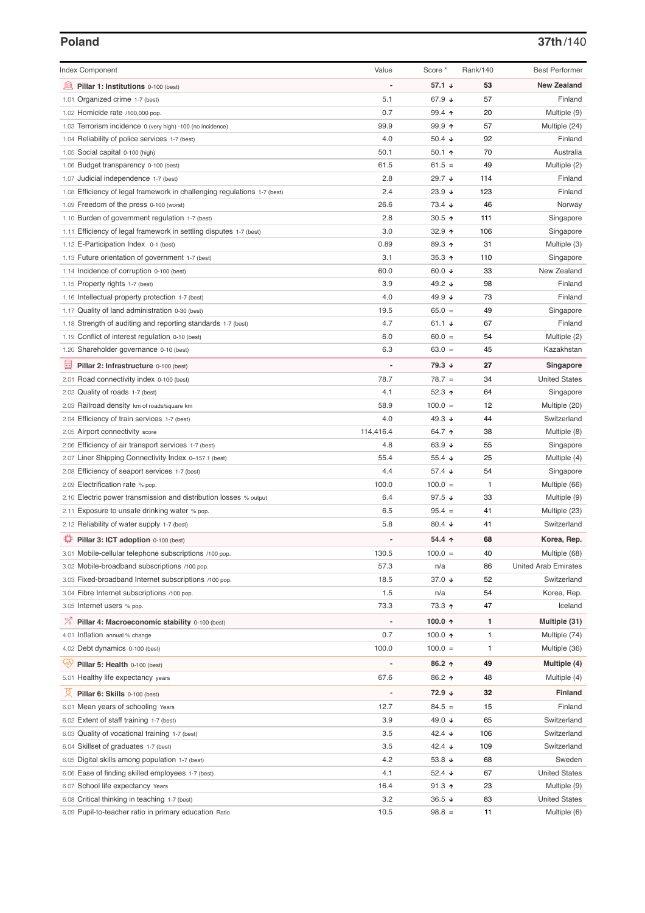## Poland

**37th/140**

| Index Component | Value | Score * | Rank/140 | Best Performer |
|---|---|---|---|---|
| **Pillar 1: Institutions** 0-100 (best) | - | **57.1 ↓** | **53** | **New Zealand** |
| 1.01 Organized crime 1-7 (best) | 5.1 | 67.9 ↓ | 57 | Finland |
| 1.02 Homicide rate /100,000 pop. | 0.7 | 99.4 ↑ | 20 | Multiple (9) |
| 1.03 Terrorism incidence 0 (very high) -100 (no incidence) | 99.9 | 99.9 ↑ | 57 | Multiple (24) |
| 1.04 Reliability of police services 1-7 (best) | 4.0 | 50.4 ↓ | 92 | Finland |
| 1.05 Social capital 0-100 (high) | 50.1 | 50.1 ↑ | 70 | Australia |
| 1.06 Budget transparency 0-100 (best) | 61.5 | 61.5 = | 49 | Multiple (2) |
| 1.07 Judicial independence 1-7 (best) | 2.8 | 29.7 ↓ | 114 | Finland |
| 1.08 Efficiency of legal framework in challenging regulations 1-7 (best) | 2.4 | 23.9 ↓ | 123 | Finland |
| 1.09 Freedom of the press 0-100 (worst) | 26.6 | 73.4 ↓ | 46 | Norway |
| 1.10 Burden of government regulation 1-7 (best) | 2.8 | 30.5 ↑ | 111 | Singapore |
| 1.11 Efficiency of legal framework in settling disputes 1-7 (best) | 3.0 | 32.9 ↑ | 106 | Singapore |
| 1.12 E-Participation Index 0-1 (best) | 0.89 | 89.3 ↑ | 31 | Multiple (3) |
| 1.13 Future orientation of government 1-7 (best) | 3.1 | 35.3 ↑ | 110 | Singapore |
| 1.14 Incidence of corruption 0-100 (best) | 60.0 | 60.0 ↓ | 33 | New Zealand |
| 1.15 Property rights 1-7 (best) | 3.9 | 49.2 ↓ | 98 | Finland |
| 1.16 Intellectual property protection 1-7 (best) | 4.0 | 49.9 ↓ | 73 | Finland |
| 1.17 Quality of land administration 0-30 (best) | 19.5 | 65.0 = | 49 | Singapore |
| 1.18 Strength of auditing and reporting standards 1-7 (best) | 4.7 | 61.1 ↓ | 67 | Finland |
| 1.19 Conflict of interest regulation 0-10 (best) | 6.0 | 60.0 = | 54 | Multiple (2) |
| 1.20 Shareholder governance 0-10 (best) | 6.3 | 63.0 = | 45 | Kazakhstan |
| **Pillar 2: Infrastructure** 0-100 (best) | - | **79.3 ↓** | **27** | **Singapore** |
| 2.01 Road connectivity index 0-100 (best) | 78.7 | 78.7 = | 34 | United States |
| 2.02 Quality of roads 1-7 (best) | 4.1 | 52.3 ↑ | 64 | Singapore |
| 2.03 Railroad density km of roads/square km | 58.9 | 100.0 = | 12 | Multiple (20) |
| 2.04 Efficiency of train services 1-7 (best) | 4.0 | 49.3 ↓ | 44 | Switzerland |
| 2.05 Airport connectivity score | 114,416.4 | 64.7 ↑ | 38 | Multiple (8) |
| 2.06 Efficiency of air transport services 1-7 (best) | 4.8 | 63.9 ↓ | 55 | Singapore |
| 2.07 Liner Shipping Connectivity Index 0–157.1 (best) | 55.4 | 55.4 ↓ | 25 | Multiple (4) |
| 2.08 Efficiency of seaport services 1-7 (best) | 4.4 | 57.4 ↓ | 54 | Singapore |
| 2.09 Electrification rate % pop. | 100.0 | 100.0 = | 1 | Multiple (66) |
| 2.10 Electric power transmission and distribution losses % output | 6.4 | 97.5 ↓ | 33 | Multiple (9) |
| 2.11 Exposure to unsafe drinking water % pop. | 6.5 | 95.4 = | 41 | Multiple (23) |
| 2.12 Reliability of water supply 1-7 (best) | 5.8 | 80.4 ↓ | 41 | Switzerland |
| **Pillar 3: ICT adoption** 0-100 (best) | - | **54.4 ↑** | **68** | **Korea, Rep.** |
| 3.01 Mobile-cellular telephone subscriptions /100 pop. | 130.5 | 100.0 = | 40 | Multiple (68) |
| 3.02 Mobile-broadband subscriptions /100 pop. | 57.3 | n/a | 86 | United Arab Emirates |
| 3.03 Fixed-broadband Internet subscriptions /100 pop. | 18.5 | 37.0 ↓ | 52 | Switzerland |
| 3.04 Fibre Internet subscriptions /100 pop. | 1.5 | n/a | 54 | Korea, Rep. |
| 3.05 Internet users % pop. | 73.3 | 73.3 ↑ | 47 | Iceland |
| **Pillar 4: Macroeconomic stability** 0-100 (best) | - | **100.0 ↑** | **1** | **Multiple (31)** |
| 4.01 Inflation annual % change | 0.7 | 100.0 ↑ | 1 | Multiple (74) |
| 4.02 Debt dynamics 0-100 (best) | 100.0 | 100.0 = | 1 | Multiple (36) |
| **Pillar 5: Health** 0-100 (best) | - | **86.2 ↑** | **49** | **Multiple (4)** |
| 5.01 Healthy life expectancy years | 67.6 | 86.2 ↑ | 48 | Multiple (4) |
| **Pillar 6: Skills** 0-100 (best) | - | **72.9 ↓** | **32** | **Finland** |
| 6.01 Mean years of schooling Years | 12.7 | 84.5 = | 15 | Finland |
| 6.02 Extent of staff training 1-7 (best) | 3.9 | 49.0 ↓ | 65 | Switzerland |
| 6.03 Quality of vocational training 1-7 (best) | 3.5 | 42.4 ↓ | 106 | Switzerland |
| 6.04 Skillset of graduates 1-7 (best) | 3.5 | 42.4 ↓ | 109 | Switzerland |
| 6.05 Digital skills among population 1-7 (best) | 4.2 | 53.8 ↓ | 68 | Sweden |
| 6.06 Ease of finding skilled employees 1-7 (best) | 4.1 | 52.4 ↓ | 67 | United States |
| 6.07 School life expectancy Years | 16.4 | 91.3 ↑ | 23 | Multiple (9) |
| 6.08 Critical thinking in teaching 1-7 (best) | 3.2 | 36.5 ↓ | 83 | United States |
| 6.09 Pupil-to-teacher ratio in primary education Ratio | 10.5 | 98.8 = | 11 | Multiple (6) |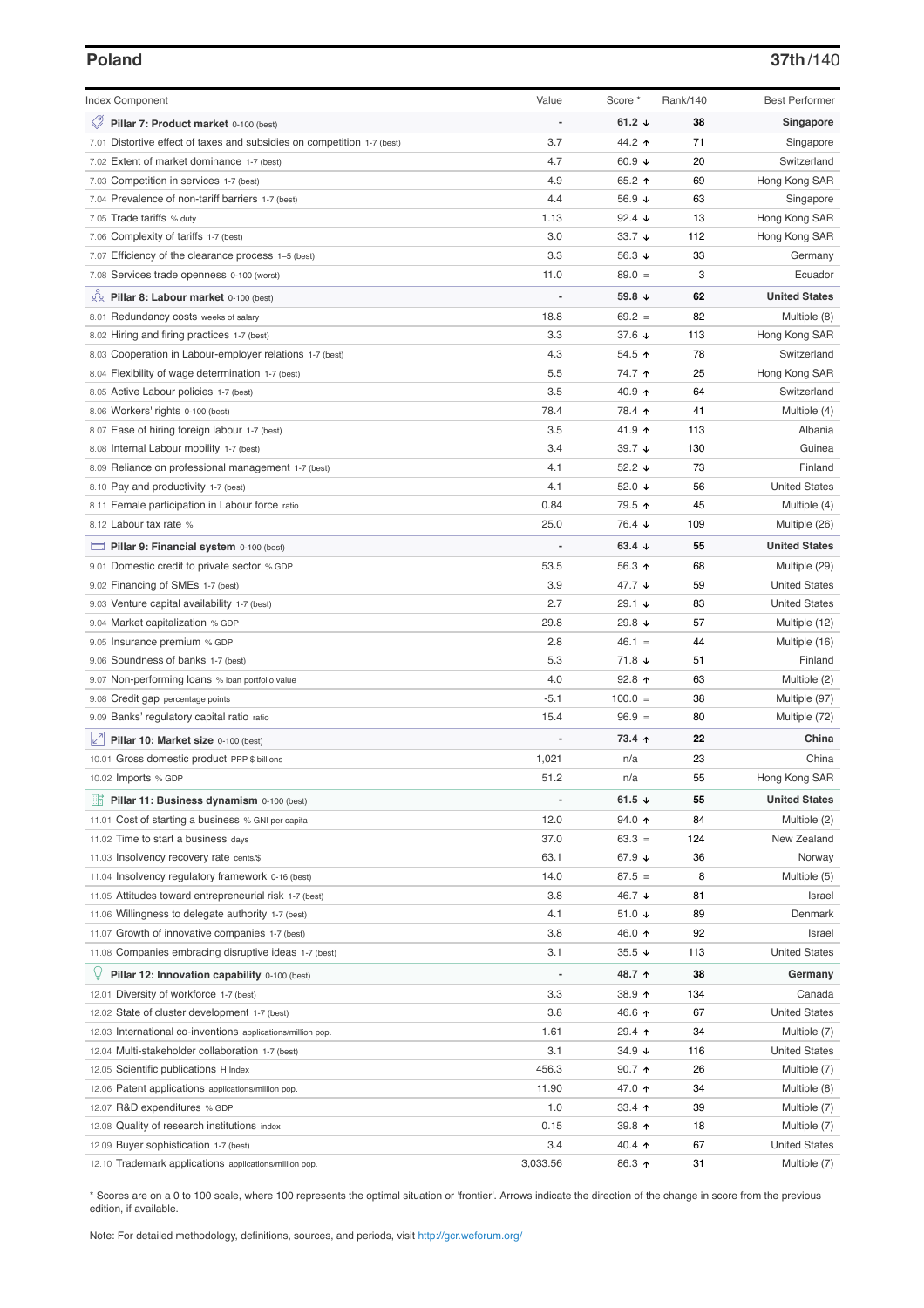## Poland

**37th**/140

| Index Component | Value | Score * | Rank/140 | Best Performer |
|---|---|---|---|---|
| **Pillar 7: Product market** 0-100 (best) | - | **61.2 ↓** | **38** | **Singapore** |
| 7.01 Distortive effect of taxes and subsidies on competition 1-7 (best) | 3.7 | 44.2 ↑ | 71 | Singapore |
| 7.02 Extent of market dominance 1-7 (best) | 4.7 | 60.9 ↓ | 20 | Switzerland |
| 7.03 Competition in services 1-7 (best) | 4.9 | 65.2 ↑ | 69 | Hong Kong SAR |
| 7.04 Prevalence of non-tariff barriers 1-7 (best) | 4.4 | 56.9 ↓ | 63 | Singapore |
| 7.05 Trade tariffs % duty | 1.13 | 92.4 ↓ | 13 | Hong Kong SAR |
| 7.06 Complexity of tariffs 1-7 (best) | 3.0 | 33.7 ↓ | 112 | Hong Kong SAR |
| 7.07 Efficiency of the clearance process 1–5 (best) | 3.3 | 56.3 ↓ | 33 | Germany |
| 7.08 Services trade openness 0-100 (worst) | 11.0 | 89.0 = | 3 | Ecuador |
| **Pillar 8: Labour market** 0-100 (best) | - | **59.8 ↓** | **62** | **United States** |
| 8.01 Redundancy costs weeks of salary | 18.8 | 69.2 = | 82 | Multiple (8) |
| 8.02 Hiring and firing practices 1-7 (best) | 3.3 | 37.6 ↓ | 113 | Hong Kong SAR |
| 8.03 Cooperation in Labour-employer relations 1-7 (best) | 4.3 | 54.5 ↑ | 78 | Switzerland |
| 8.04 Flexibility of wage determination 1-7 (best) | 5.5 | 74.7 ↑ | 25 | Hong Kong SAR |
| 8.05 Active Labour policies 1-7 (best) | 3.5 | 40.9 ↑ | 64 | Switzerland |
| 8.06 Workers' rights 0-100 (best) | 78.4 | 78.4 ↑ | 41 | Multiple (4) |
| 8.07 Ease of hiring foreign labour 1-7 (best) | 3.5 | 41.9 ↑ | 113 | Albania |
| 8.08 Internal Labour mobility 1-7 (best) | 3.4 | 39.7 ↓ | 130 | Guinea |
| 8.09 Reliance on professional management 1-7 (best) | 4.1 | 52.2 ↓ | 73 | Finland |
| 8.10 Pay and productivity 1-7 (best) | 4.1 | 52.0 ↓ | 56 | United States |
| 8.11 Female participation in Labour force ratio | 0.84 | 79.5 ↑ | 45 | Multiple (4) |
| 8.12 Labour tax rate % | 25.0 | 76.4 ↓ | 109 | Multiple (26) |
| **Pillar 9: Financial system** 0-100 (best) | - | **63.4 ↓** | **55** | **United States** |
| 9.01 Domestic credit to private sector % GDP | 53.5 | 56.3 ↑ | 68 | Multiple (29) |
| 9.02 Financing of SMEs 1-7 (best) | 3.9 | 47.7 ↓ | 59 | United States |
| 9.03 Venture capital availability 1-7 (best) | 2.7 | 29.1 ↓ | 83 | United States |
| 9.04 Market capitalization % GDP | 29.8 | 29.8 ↓ | 57 | Multiple (12) |
| 9.05 Insurance premium % GDP | 2.8 | 46.1 = | 44 | Multiple (16) |
| 9.06 Soundness of banks 1-7 (best) | 5.3 | 71.8 ↓ | 51 | Finland |
| 9.07 Non-performing loans % loan portfolio value | 4.0 | 92.8 ↑ | 63 | Multiple (2) |
| 9.08 Credit gap percentage points | -5.1 | 100.0 = | 38 | Multiple (97) |
| 9.09 Banks' regulatory capital ratio ratio | 15.4 | 96.9 = | 80 | Multiple (72) |
| **Pillar 10: Market size** 0-100 (best) | - | **73.4 ↑** | **22** | **China** |
| 10.01 Gross domestic product PPP $ billions | 1,021 | n/a | 23 | China |
| 10.02 Imports % GDP | 51.2 | n/a | 55 | Hong Kong SAR |
| **Pillar 11: Business dynamism** 0-100 (best) | - | **61.5 ↓** | **55** | **United States** |
| 11.01 Cost of starting a business % GNI per capita | 12.0 | 94.0 ↑ | 84 | Multiple (2) |
| 11.02 Time to start a business days | 37.0 | 63.3 = | 124 | New Zealand |
| 11.03 Insolvency recovery rate cents/$ | 63.1 | 67.9 ↓ | 36 | Norway |
| 11.04 Insolvency regulatory framework 0-16 (best) | 14.0 | 87.5 = | 8 | Multiple (5) |
| 11.05 Attitudes toward entrepreneurial risk 1-7 (best) | 3.8 | 46.7 ↓ | 81 | Israel |
| 11.06 Willingness to delegate authority 1-7 (best) | 4.1 | 51.0 ↓ | 89 | Denmark |
| 11.07 Growth of innovative companies 1-7 (best) | 3.8 | 46.0 ↑ | 92 | Israel |
| 11.08 Companies embracing disruptive ideas 1-7 (best) | 3.1 | 35.5 ↓ | 113 | United States |
| **Pillar 12: Innovation capability** 0-100 (best) | - | **48.7 ↑** | **38** | **Germany** |
| 12.01 Diversity of workforce 1-7 (best) | 3.3 | 38.9 ↑ | 134 | Canada |
| 12.02 State of cluster development 1-7 (best) | 3.8 | 46.6 ↑ | 67 | United States |
| 12.03 International co-inventions applications/million pop. | 1.61 | 29.4 ↑ | 34 | Multiple (7) |
| 12.04 Multi-stakeholder collaboration 1-7 (best) | 3.1 | 34.9 ↓ | 116 | United States |
| 12.05 Scientific publications H Index | 456.3 | 90.7 ↑ | 26 | Multiple (7) |
| 12.06 Patent applications applications/million pop. | 11.90 | 47.0 ↑ | 34 | Multiple (8) |
| 12.07 R&D expenditures % GDP | 1.0 | 33.4 ↑ | 39 | Multiple (7) |
| 12.08 Quality of research institutions index | 0.15 | 39.8 ↑ | 18 | Multiple (7) |
| 12.09 Buyer sophistication 1-7 (best) | 3.4 | 40.4 ↑ | 67 | United States |
| 12.10 Trademark applications applications/million pop. | 3,033.56 | 86.3 ↑ | 31 | Multiple (7) |

* Scores are on a 0 to 100 scale, where 100 represents the optimal situation or 'frontier'. Arrows indicate the direction of the change in score from the previous edition, if available.

Note: For detailed methodology, definitions, sources, and periods, visit http://gcr.weforum.org/